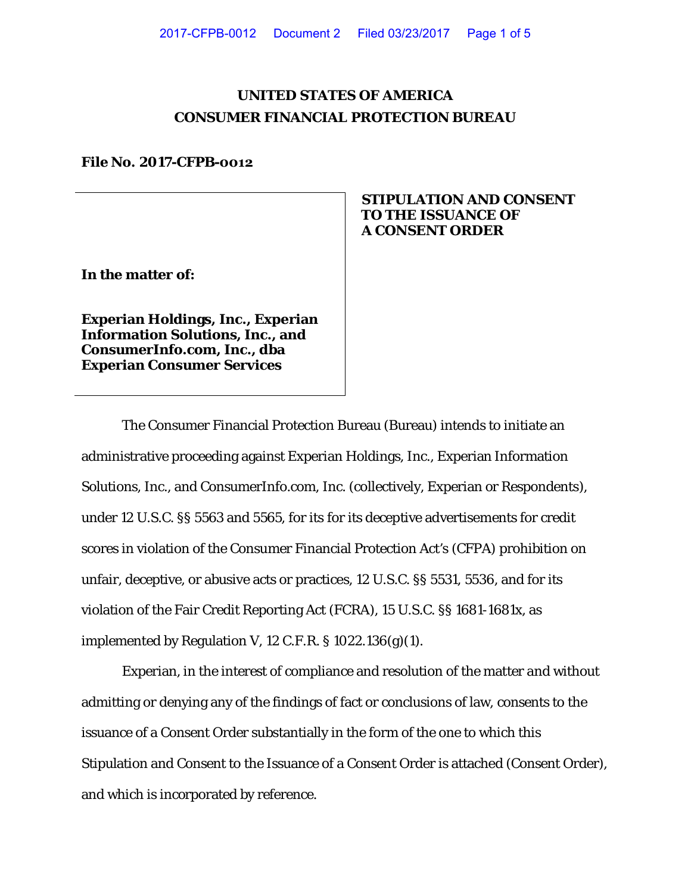# UNITED STATES OF AMERICA
# CONSUMER FINANCIAL PROTECTION BUREAU

**File No. 2017-CFPB-0012**

**In the matter of:**

**Experian Holdings, Inc., Experian Information Solutions, Inc., and ConsumerInfo.com, Inc., dba Experian Consumer Services**

**STIPULATION AND CONSENT TO THE ISSUANCE OF A CONSENT ORDER**

The Consumer Financial Protection Bureau (Bureau) intends to initiate an administrative proceeding against Experian Holdings, Inc., Experian Information Solutions, Inc., and ConsumerInfo.com, Inc. (collectively, Experian or Respondents), under 12 U.S.C. §§ 5563 and 5565, for its for its deceptive advertisements for credit scores in violation of the Consumer Financial Protection Act's (CFPA) prohibition on unfair, deceptive, or abusive acts or practices, 12 U.S.C. §§ 5531, 5536, and for its violation of the Fair Credit Reporting Act (FCRA), 15 U.S.C. §§ 1681-1681x, as implemented by Regulation V, 12 C.F.R. § 1022.136(g)(1).

Experian, in the interest of compliance and resolution of the matter and without admitting or denying any of the findings of fact or conclusions of law, consents to the issuance of a Consent Order substantially in the form of the one to which this Stipulation and Consent to the Issuance of a Consent Order is attached (Consent Order), and which is incorporated by reference.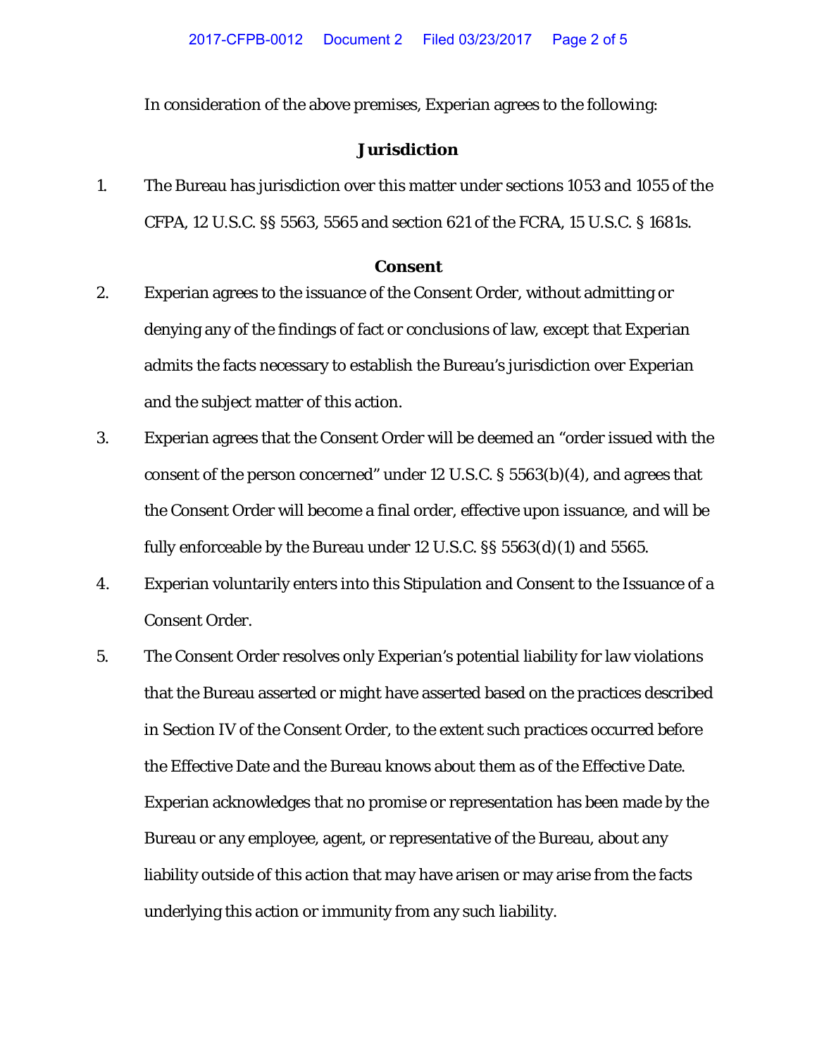In consideration of the above premises, Experian agrees to the following:

## Jurisdiction

1. The Bureau has jurisdiction over this matter under sections 1053 and 1055 of the CFPA, 12 U.S.C. §§ 5563, 5565 and section 621 of the FCRA, 15 U.S.C. § 1681s.

## Consent

2. Experian agrees to the issuance of the Consent Order, without admitting or denying any of the findings of fact or conclusions of law, except that Experian admits the facts necessary to establish the Bureau's jurisdiction over Experian and the subject matter of this action.

3. Experian agrees that the Consent Order will be deemed an "order issued with the consent of the person concerned" under 12 U.S.C. § 5563(b)(4), and agrees that the Consent Order will become a final order, effective upon issuance, and will be fully enforceable by the Bureau under 12 U.S.C. §§ 5563(d)(1) and 5565.

4. Experian voluntarily enters into this Stipulation and Consent to the Issuance of a Consent Order.

5. The Consent Order resolves only Experian's potential liability for law violations that the Bureau asserted or might have asserted based on the practices described in Section IV of the Consent Order, to the extent such practices occurred before the Effective Date and the Bureau knows about them as of the Effective Date. Experian acknowledges that no promise or representation has been made by the Bureau or any employee, agent, or representative of the Bureau, about any liability outside of this action that may have arisen or may arise from the facts underlying this action or immunity from any such liability.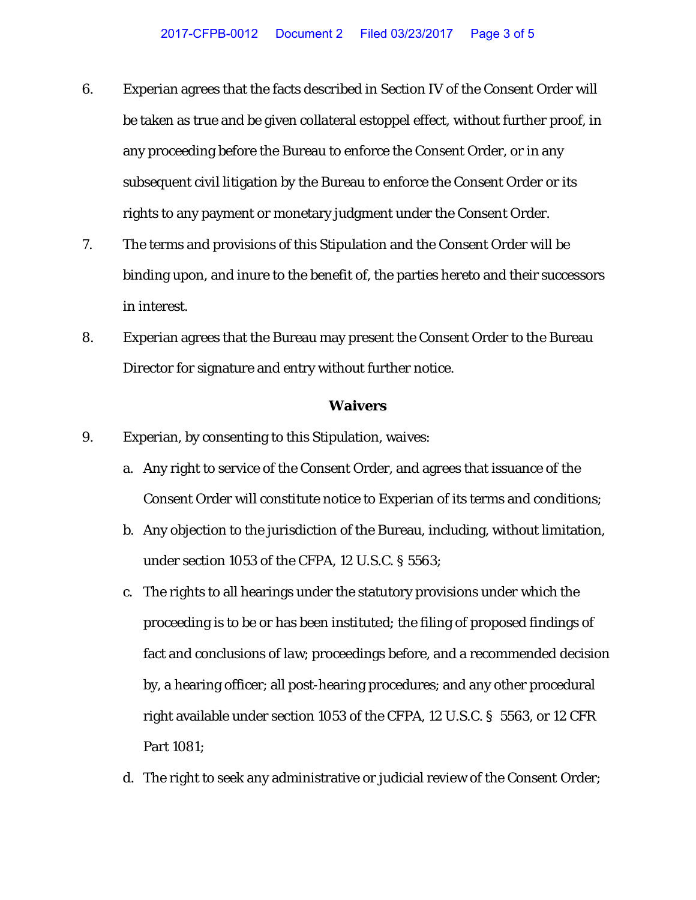6. Experian agrees that the facts described in Section IV of the Consent Order will be taken as true and be given collateral estoppel effect, without further proof, in any proceeding before the Bureau to enforce the Consent Order, or in any subsequent civil litigation by the Bureau to enforce the Consent Order or its rights to any payment or monetary judgment under the Consent Order.

7. The terms and provisions of this Stipulation and the Consent Order will be binding upon, and inure to the benefit of, the parties hereto and their successors in interest.

8. Experian agrees that the Bureau may present the Consent Order to the Bureau Director for signature and entry without further notice.

**Waivers**

9. Experian, by consenting to this Stipulation, waives:

   a. Any right to service of the Consent Order, and agrees that issuance of the Consent Order will constitute notice to Experian of its terms and conditions;

   b. Any objection to the jurisdiction of the Bureau, including, without limitation, under section 1053 of the CFPA, 12 U.S.C. § 5563;

   c. The rights to all hearings under the statutory provisions under which the proceeding is to be or has been instituted; the filing of proposed findings of fact and conclusions of law; proceedings before, and a recommended decision by, a hearing officer; all post-hearing procedures; and any other procedural right available under section 1053 of the CFPA, 12 U.S.C. § 5563, or 12 CFR Part 1081;

   d. The right to seek any administrative or judicial review of the Consent Order;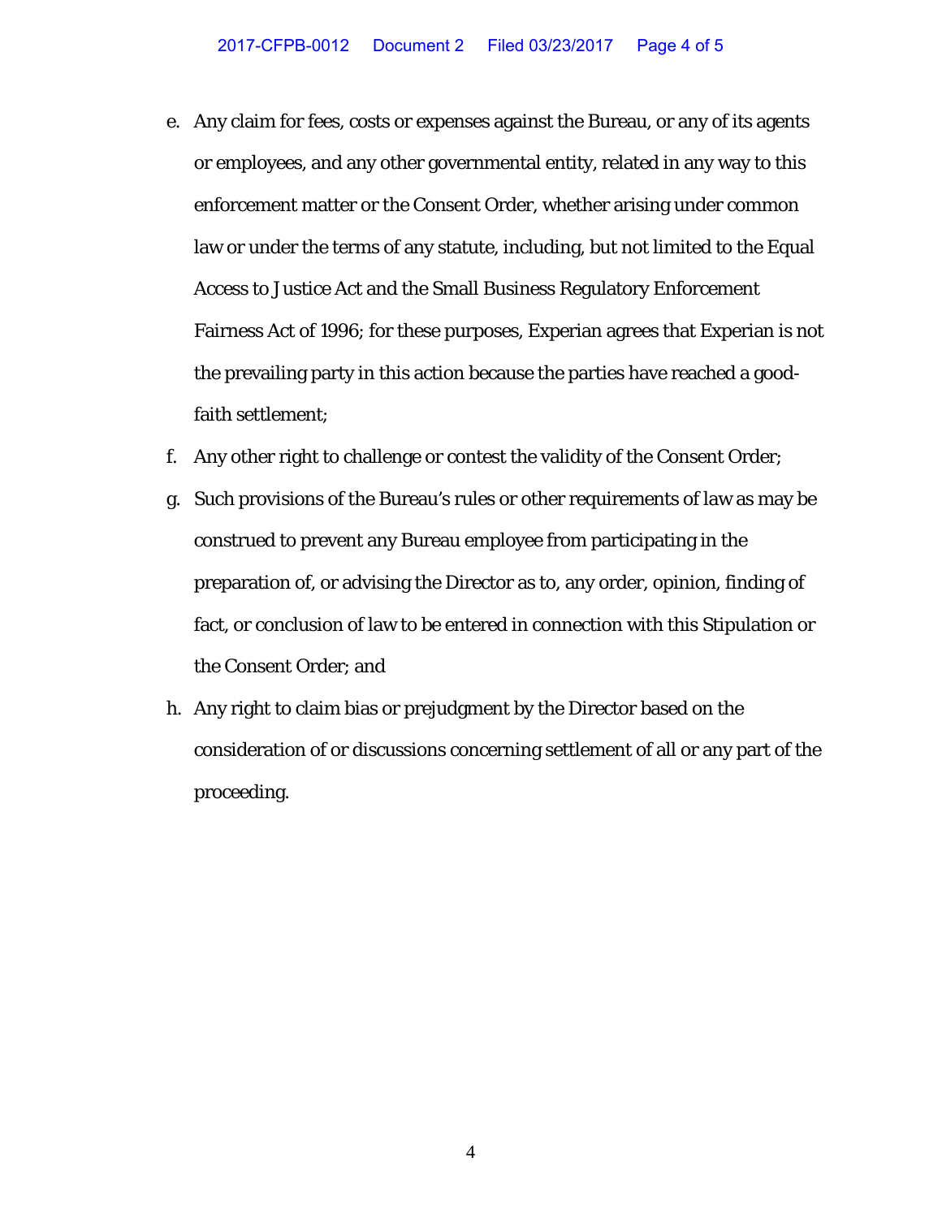e. Any claim for fees, costs or expenses against the Bureau, or any of its agents or employees, and any other governmental entity, related in any way to this enforcement matter or the Consent Order, whether arising under common law or under the terms of any statute, including, but not limited to the Equal Access to Justice Act and the Small Business Regulatory Enforcement Fairness Act of 1996; for these purposes, Experian agrees that Experian is not the prevailing party in this action because the parties have reached a good-faith settlement;

f. Any other right to challenge or contest the validity of the Consent Order;

g. Such provisions of the Bureau's rules or other requirements of law as may be construed to prevent any Bureau employee from participating in the preparation of, or advising the Director as to, any order, opinion, finding of fact, or conclusion of law to be entered in connection with this Stipulation or the Consent Order; and

h. Any right to claim bias or prejudgment by the Director based on the consideration of or discussions concerning settlement of all or any part of the proceeding.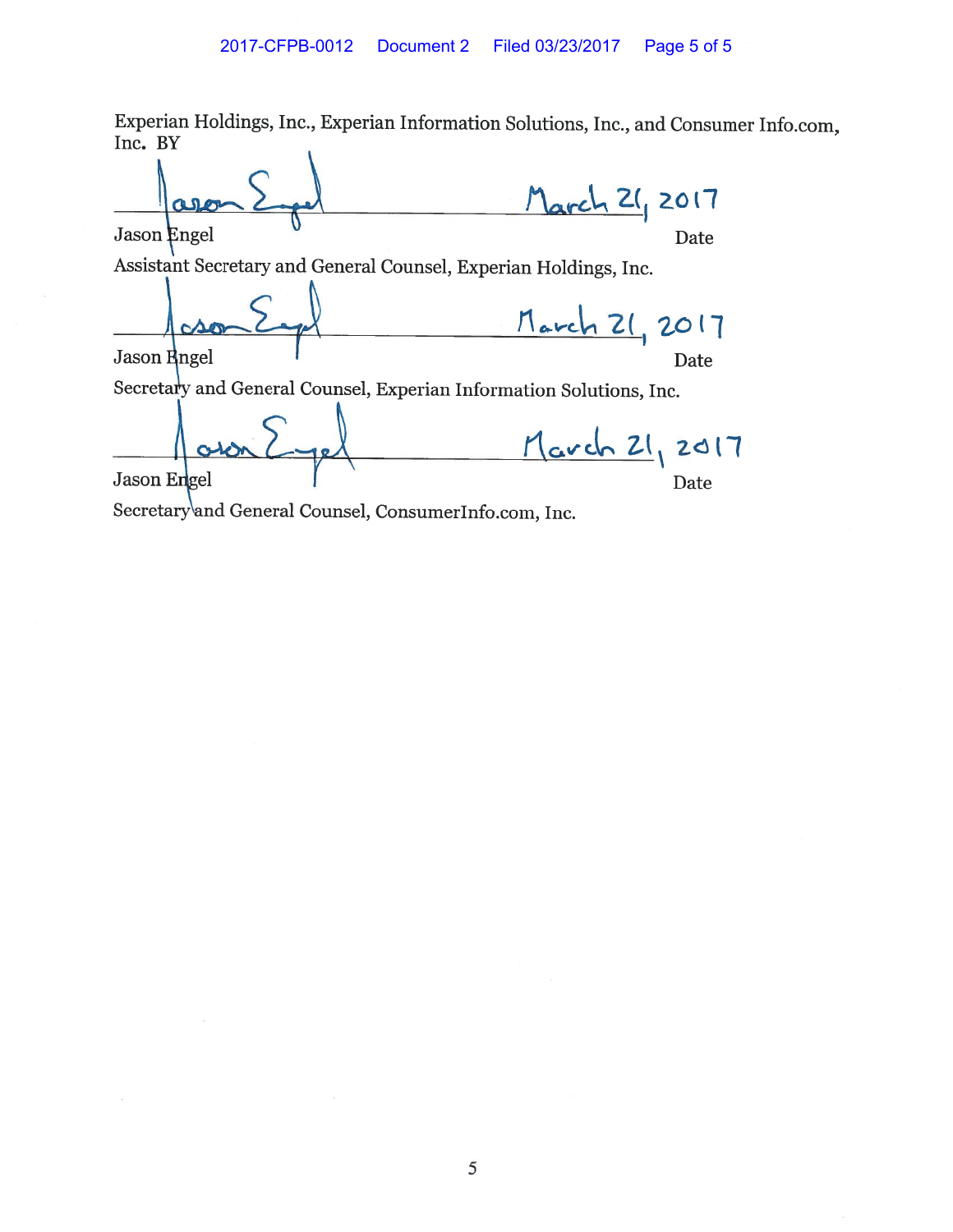Experian Holdings, Inc., Experian Information Solutions, Inc., and Consumer Info.com, Inc. BY

Jason Engel ________________________________ March 21, 2017

Jason Engel Date

Assistant Secretary and General Counsel, Experian Holdings, Inc.

Jason Engel ________________________________ March 21, 2017

Jason Engel Date

Secretary and General Counsel, Experian Information Solutions, Inc.

Jason Engel ________________________________ March 21, 2017

Jason Engel Date

Secretary and General Counsel, ConsumerInfo.com, Inc.